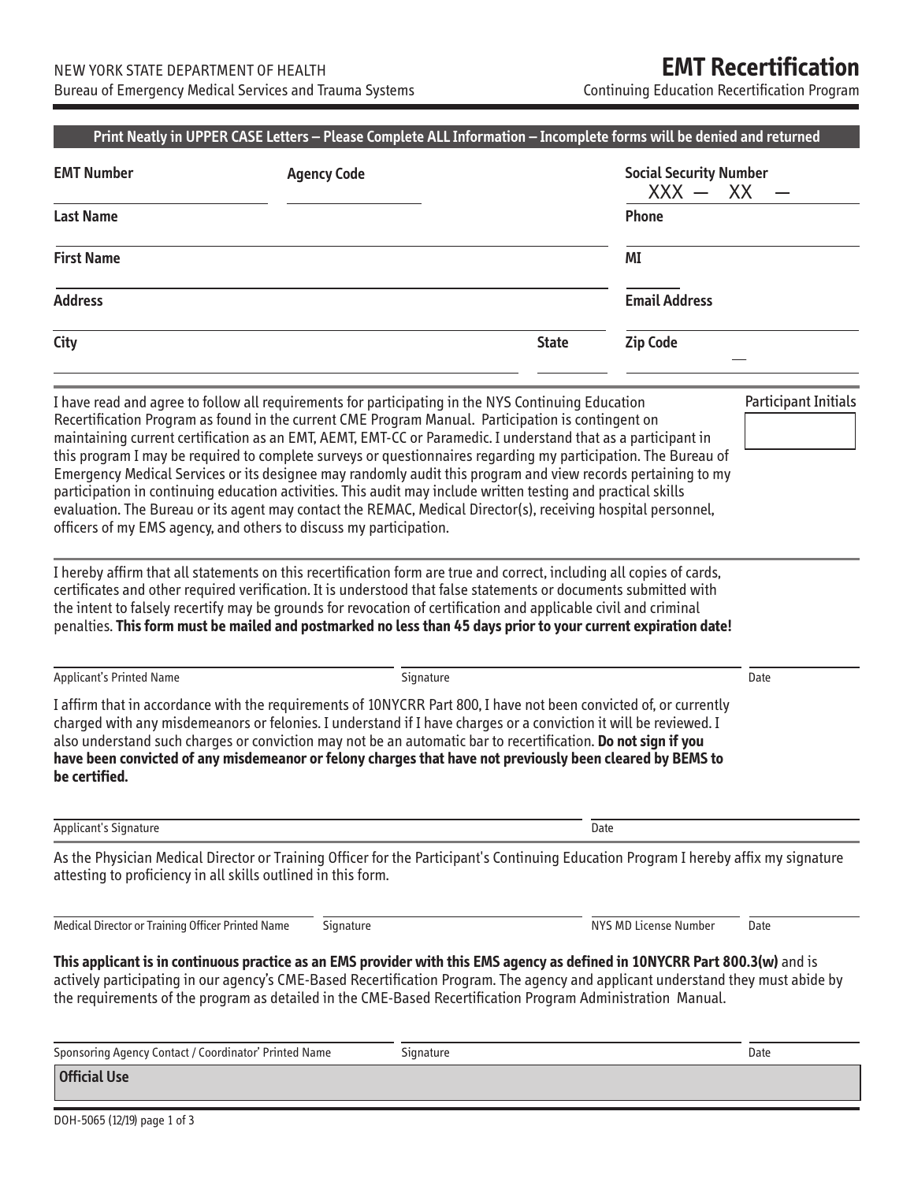NEW YORK STATE DEPARTMENT OF HEALTH
Bureau of Emergency Medical Services and Trauma Systems

# EMT Recertification

Continuing Education Recertification Program

**Print Neatly in UPPER CASE Letters – Please Complete ALL Information – Incomplete forms will be denied and returned**

**EMT Number** ____________ **Agency Code** ____________ **Social Security Number** XXX — XX — ____

**Last Name** ____________ **Phone** ____________

**First Name** ____________ **MI** ____

**Address** ____________ **Email Address** ____________

**City** ____________ **State** ____ **Zip Code** ____________

I have read and agree to follow all requirements for participating in the NYS Continuing Education Recertification Program as found in the current CME Program Manual. Participation is contingent on maintaining current certification as an EMT, AEMT, EMT-CC or Paramedic. I understand that as a participant in this program I may be required to complete surveys or questionnaires regarding my participation. The Bureau of Emergency Medical Services or its designee may randomly audit this program and view records pertaining to my participation in continuing education activities. This audit may include written testing and practical skills evaluation. The Bureau or its agent may contact the REMAC, Medical Director(s), receiving hospital personnel, officers of my EMS agency, and others to discuss my participation.

Participant Initials ____

I hereby affirm that all statements on this recertification form are true and correct, including all copies of cards, certificates and other required verification. It is understood that false statements or documents submitted with the intent to falsely recertify may be grounds for revocation of certification and applicable civil and criminal penalties. **This form must be mailed and postmarked no less than 45 days prior to your current expiration date!**

Applicant's Printed Name ____________ Signature ____________ Date ____

I affirm that in accordance with the requirements of 10NYCRR Part 800, I have not been convicted of, or currently charged with any misdemeanors or felonies. I understand if I have charges or a conviction it will be reviewed. I also understand such charges or conviction may not be an automatic bar to recertification. **Do not sign if you have been convicted of any misdemeanor or felony charges that have not previously been cleared by BEMS to be certified.**

Applicant's Signature ____________ Date ____

As the Physician Medical Director or Training Officer for the Participant's Continuing Education Program I hereby affix my signature attesting to proficiency in all skills outlined in this form.

Medical Director or Training Officer Printed Name ____________ Signature ____________ NYS MD License Number ____________ Date ____

**This applicant is in continuous practice as an EMS provider with this EMS agency as defined in 10NYCRR Part 800.3(w)** and is actively participating in our agency's CME-Based Recertification Program. The agency and applicant understand they must abide by the requirements of the program as detailed in the CME-Based Recertification Program Administration Manual.

Sponsoring Agency Contact / Coordinator' Printed Name ____________ Signature ____________ Date ____

**Official Use**

DOH-5065 (12/19)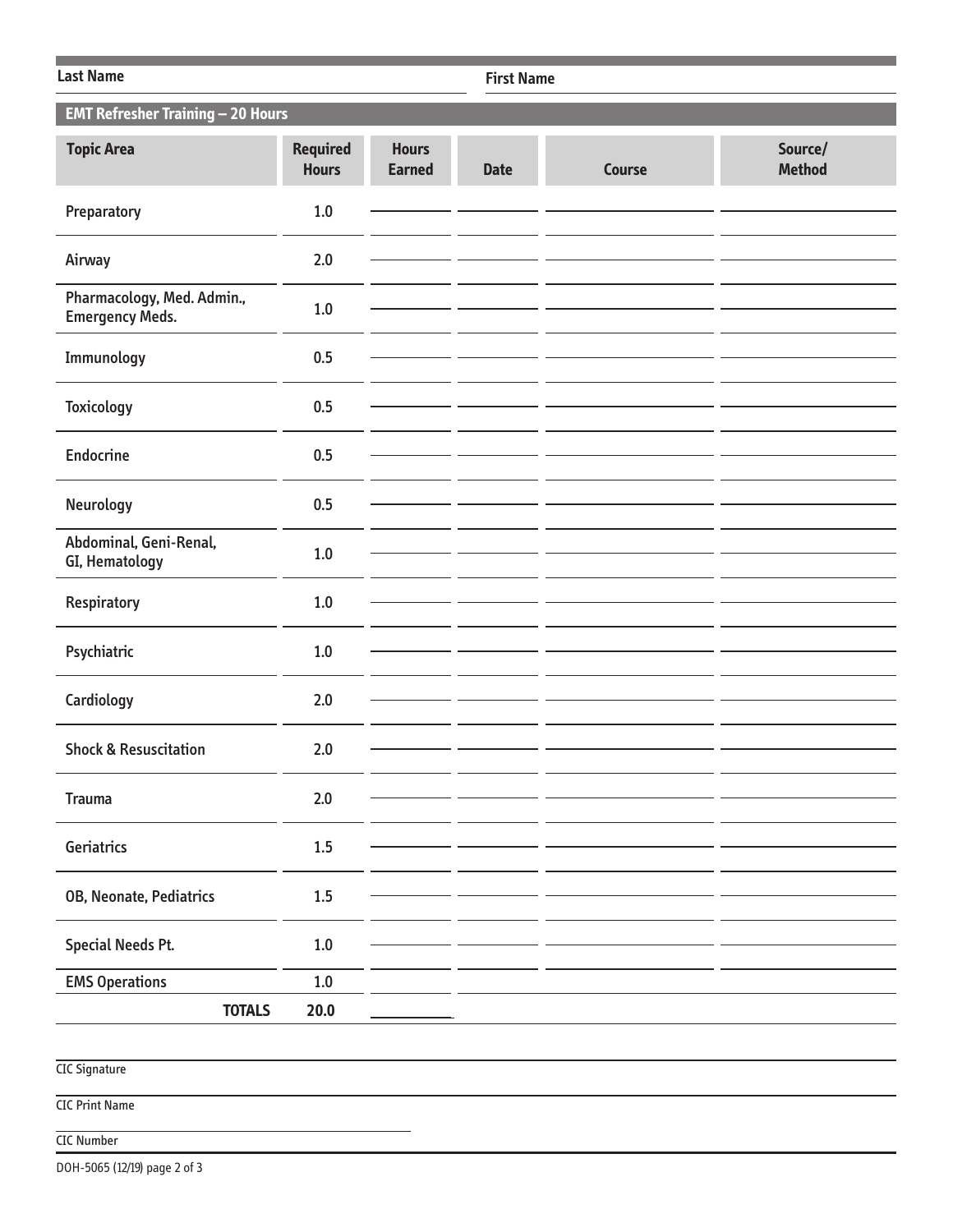Last Name ______________________ First Name ______________________

## EMT Refresher Training – 20 Hours

| Topic Area | Required Hours | Hours Earned | Date | Course | Source/ Method |
|---|---|---|---|---|---|
| Preparatory | 1.0 | | | | |
| Airway | 2.0 | | | | |
| Pharmacology, Med. Admin., Emergency Meds. | 1.0 | | | | |
| Immunology | 0.5 | | | | |
| Toxicology | 0.5 | | | | |
| Endocrine | 0.5 | | | | |
| Neurology | 0.5 | | | | |
| Abdominal, Geni-Renal, GI, Hematology | 1.0 | | | | |
| Respiratory | 1.0 | | | | |
| Psychiatric | 1.0 | | | | |
| Cardiology | 2.0 | | | | |
| Shock & Resuscitation | 2.0 | | | | |
| Trauma | 2.0 | | | | |
| Geriatrics | 1.5 | | | | |
| OB, Neonate, Pediatrics | 1.5 | | | | |
| Special Needs Pt. | 1.0 | | | | |
| EMS Operations | 1.0 | | | | |
| **TOTALS** | **20.0** | | | | |

CIC Signature ______________________

CIC Print Name ______________________

CIC Number ______________________

DOH-5065 (12/19) page 2 of 3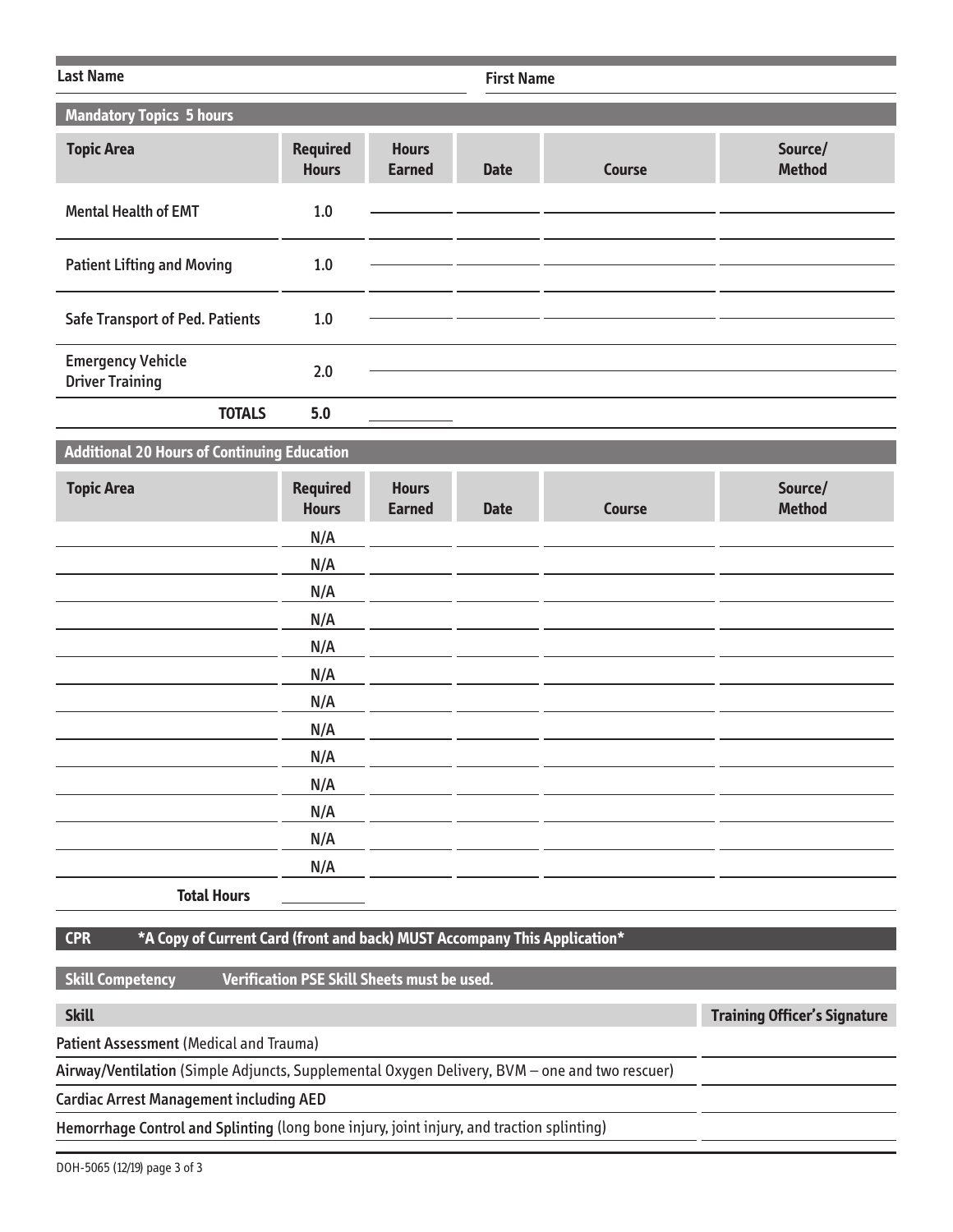| Last Name | First Name |
| --- | --- |
| | |

## Mandatory Topics 5 hours

| Topic Area | Required Hours | Hours Earned | Date | Course | Source/ Method |
| --- | --- | --- | --- | --- | --- |
| Mental Health of EMT | 1.0 | | | | |
| Patient Lifting and Moving | 1.0 | | | | |
| Safe Transport of Ped. Patients | 1.0 | | | | |
| Emergency Vehicle Driver Training | 2.0 | | | | |
| **TOTALS** | **5.0** | | | | |

## Additional 20 Hours of Continuing Education

| Topic Area | Required Hours | Hours Earned | Date | Course | Source/ Method |
| --- | --- | --- | --- | --- | --- |
| | N/A | | | | |
| | N/A | | | | |
| | N/A | | | | |
| | N/A | | | | |
| | N/A | | | | |
| | N/A | | | | |
| | N/A | | | | |
| | N/A | | | | |
| | N/A | | | | |
| | N/A | | | | |
| | N/A | | | | |
| | N/A | | | | |
| | N/A | | | | |
| **Total Hours** | | | | | |

## CPR *A Copy of Current Card (front and back) MUST Accompany This Application*

## Skill Competency Verification PSE Skill Sheets must be used.

| Skill | Training Officer's Signature |
| --- | --- |
| **Patient Assessment** (Medical and Trauma) | |
| **Airway/Ventilation** (Simple Adjuncts, Supplemental Oxygen Delivery, BVM – one and two rescuer) | |
| **Cardiac Arrest Management including AED** | |
| **Hemorrhage Control and Splinting** (long bone injury, joint injury, and traction splinting) | |

DOH-5065 (12/19)